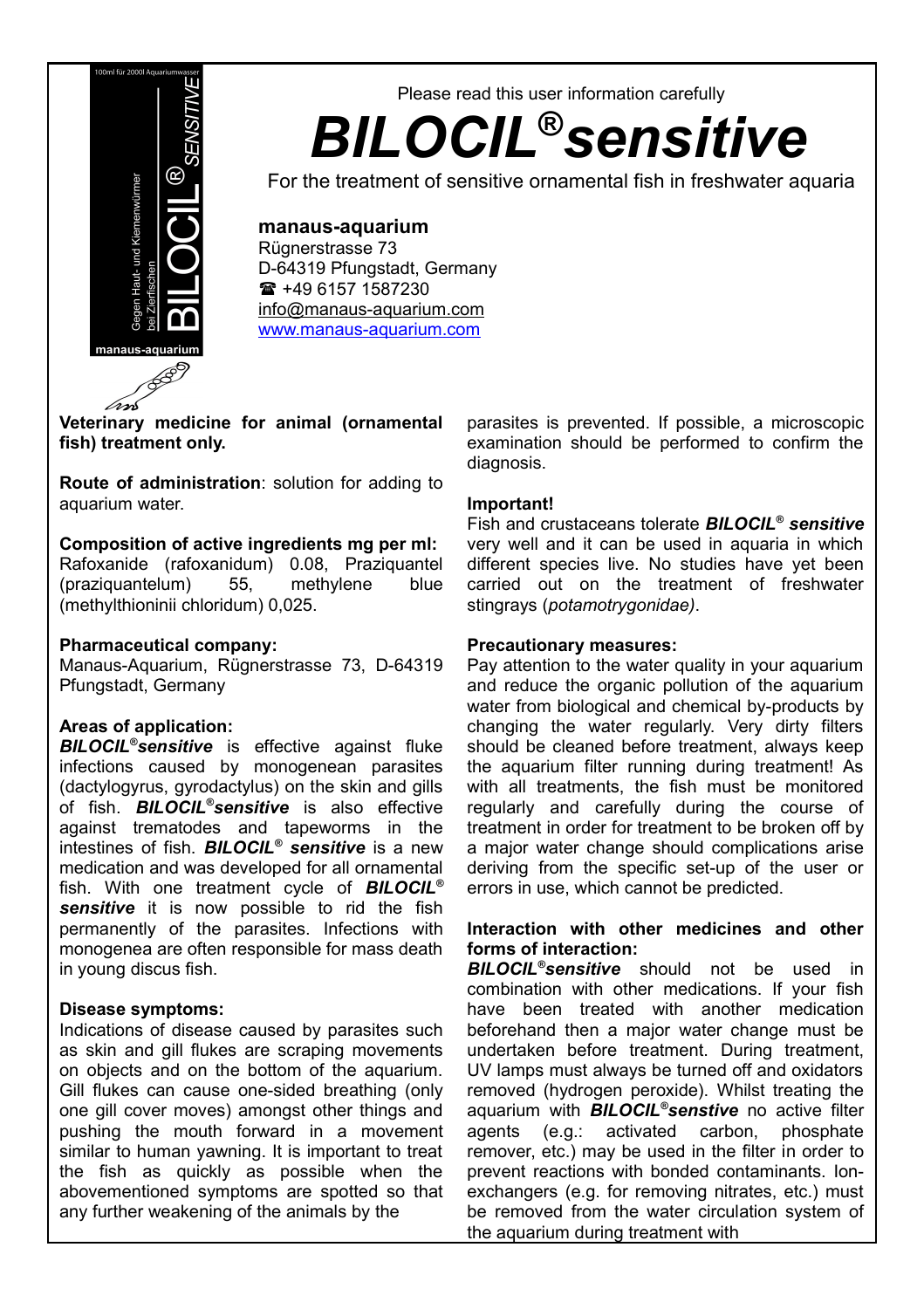Please read this user information carefully

# *BILOCIL®sensitive*

For the treatment of sensitive ornamental fish in freshwater aquaria

**manaus-aquarium**
Rügnerstrasse 73
D-64319 Pfungstadt, Germany
☎ +49 6157 1587230
info@manaus-aquarium.com
www.manaus-aquarium.com

**Veterinary medicine for animal (ornamental fish) treatment only.**

**Route of administration**: solution for adding to aquarium water.

**Composition of active ingredients mg per ml:**
Rafoxanide (rafoxanidum) 0.08, Praziquantel (praziquantelum) 55, methylene blue (methylthioninii chloridum) 0,025.

**Pharmaceutical company:**
Manaus-Aquarium, Rügnerstrasse 73, D-64319 Pfungstadt, Germany

**Areas of application:**
***BILOCIL®sensitive*** is effective against fluke infections caused by monogenean parasites (dactylogyrus, gyrodactylus) on the skin and gills of fish. ***BILOCIL®sensitive*** is also effective against trematodes and tapeworms in the intestines of fish. ***BILOCIL® sensitive*** is a new medication and was developed for all ornamental fish. With one treatment cycle of ***BILOCIL® sensitive*** it is now possible to rid the fish permanently of the parasites. Infections with monogenea are often responsible for mass death in young discus fish.

**Disease symptoms:**
Indications of disease caused by parasites such as skin and gill flukes are scraping movements on objects and on the bottom of the aquarium. Gill flukes can cause one-sided breathing (only one gill cover moves) amongst other things and pushing the mouth forward in a movement similar to human yawning. It is important to treat the fish as quickly as possible when the abovementioned symptoms are spotted so that any further weakening of the animals by the parasites is prevented. If possible, a microscopic examination should be performed to confirm the diagnosis.

**Important!**
Fish and crustaceans tolerate ***BILOCIL® sensitive*** very well and it can be used in aquaria in which different species live. No studies have yet been carried out on the treatment of freshwater stingrays (*potamotrygonidae)*.

**Precautionary measures:**
Pay attention to the water quality in your aquarium and reduce the organic pollution of the aquarium water from biological and chemical by-products by changing the water regularly. Very dirty filters should be cleaned before treatment, always keep the aquarium filter running during treatment! As with all treatments, the fish must be monitored regularly and carefully during the course of treatment in order for treatment to be broken off by a major water change should complications arise deriving from the specific set-up of the user or errors in use, which cannot be predicted.

**Interaction with other medicines and other forms of interaction:**
***BILOCIL®sensitive*** should not be used in combination with other medications. If your fish have been treated with another medication beforehand then a major water change must be undertaken before treatment. During treatment, UV lamps must always be turned off and oxidators removed (hydrogen peroxide). Whilst treating the aquarium with ***BILOCIL®senstive*** no active filter agents (e.g.: activated carbon, phosphate remover, etc.) may be used in the filter in order to prevent reactions with bonded contaminants. Ion-exchangers (e.g. for removing nitrates, etc.) must be removed from the water circulation system of the aquarium during treatment with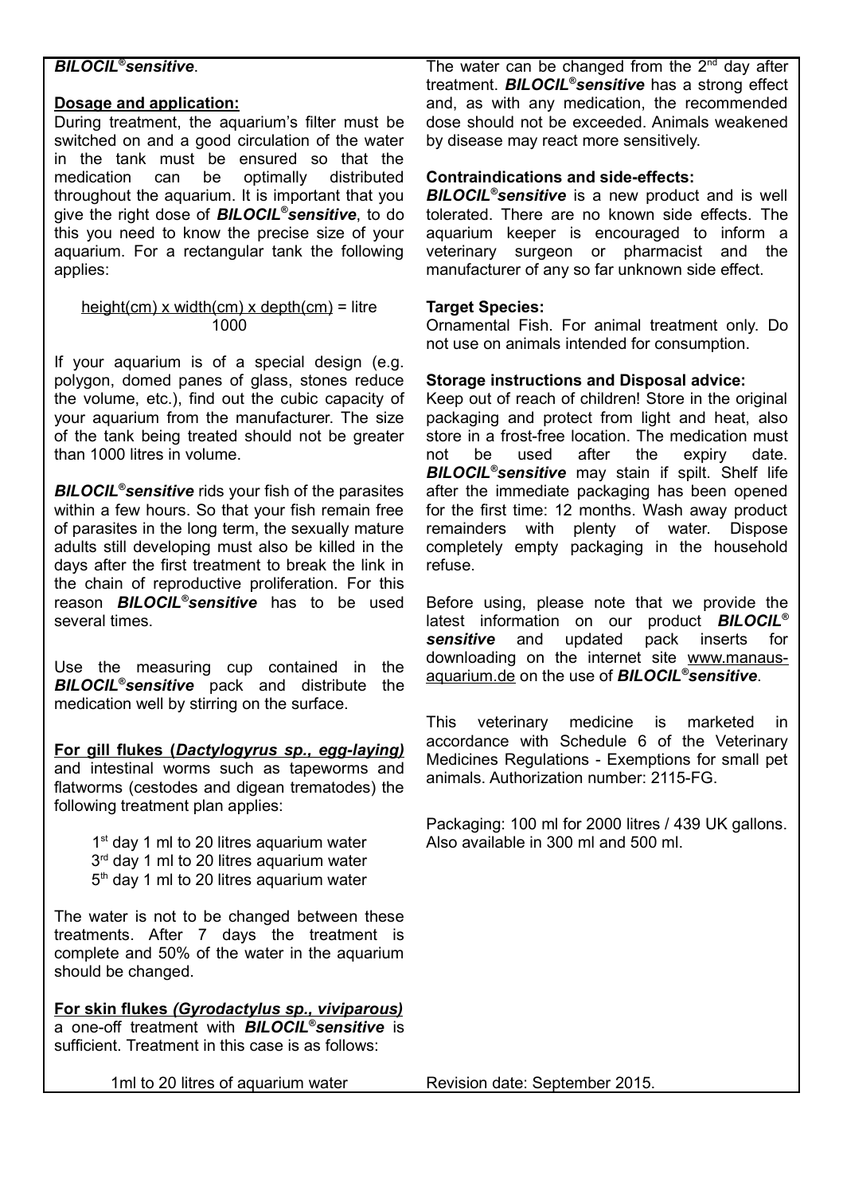***BILOCIL®sensitive***.

**Dosage and application:**

During treatment, the aquarium's filter must be switched on and a good circulation of the water in the tank must be ensured so that the medication can be optimally distributed throughout the aquarium. It is important that you give the right dose of ***BILOCIL®sensitive***, to do this you need to know the precise size of your aquarium. For a rectangular tank the following applies:

$$\frac{\text{height(cm)} \times \text{width(cm)} \times \text{depth(cm)}}{1000} = \text{litre}$$

If your aquarium is of a special design (e.g. polygon, domed panes of glass, stones reduce the volume, etc.), find out the cubic capacity of your aquarium from the manufacturer. The size of the tank being treated should not be greater than 1000 litres in volume.

***BILOCIL®sensitive*** rids your fish of the parasites within a few hours. So that your fish remain free of parasites in the long term, the sexually mature adults still developing must also be killed in the days after the first treatment to break the link in the chain of reproductive proliferation. For this reason ***BILOCIL®sensitive*** has to be used several times.

Use the measuring cup contained in the ***BILOCIL®sensitive*** pack and distribute the medication well by stirring on the surface.

**For gill flukes (*Dactylogyrus sp., egg-laying)*** and intestinal worms such as tapeworms and flatworms (cestodes and digean trematodes) the following treatment plan applies:

1st day 1 ml to 20 litres aquarium water
3rd day 1 ml to 20 litres aquarium water
5th day 1 ml to 20 litres aquarium water

The water is not to be changed between these treatments. After 7 days the treatment is complete and 50% of the water in the aquarium should be changed.

**For skin flukes *(Gyrodactylus sp., viviparous)*** a one-off treatment with ***BILOCIL®sensitive*** is sufficient. Treatment in this case is as follows:

1ml to 20 litres of aquarium water

The water can be changed from the 2nd day after treatment. ***BILOCIL®sensitive*** has a strong effect and, as with any medication, the recommended dose should not be exceeded. Animals weakened by disease may react more sensitively.

**Contraindications and side-effects:**

***BILOCIL®sensitive*** is a new product and is well tolerated. There are no known side effects. The aquarium keeper is encouraged to inform a veterinary surgeon or pharmacist and the manufacturer of any so far unknown side effect.

**Target Species:**

Ornamental Fish. For animal treatment only. Do not use on animals intended for consumption.

**Storage instructions and Disposal advice:**

Keep out of reach of children! Store in the original packaging and protect from light and heat, also store in a frost-free location. The medication must not be used after the expiry date. ***BILOCIL®sensitive*** may stain if spilt. Shelf life after the immediate packaging has been opened for the first time: 12 months. Wash away product remainders with plenty of water. Dispose completely empty packaging in the household refuse.

Before using, please note that we provide the latest information on our product ***BILOCIL® sensitive*** and updated pack inserts for downloading on the internet site www.manaus-aquarium.de on the use of ***BILOCIL®sensitive***.

This veterinary medicine is marketed in accordance with Schedule 6 of the Veterinary Medicines Regulations - Exemptions for small pet animals. Authorization number: 2115-FG.

Packaging: 100 ml for 2000 litres / 439 UK gallons. Also available in 300 ml and 500 ml.

Revision date: September 2015.